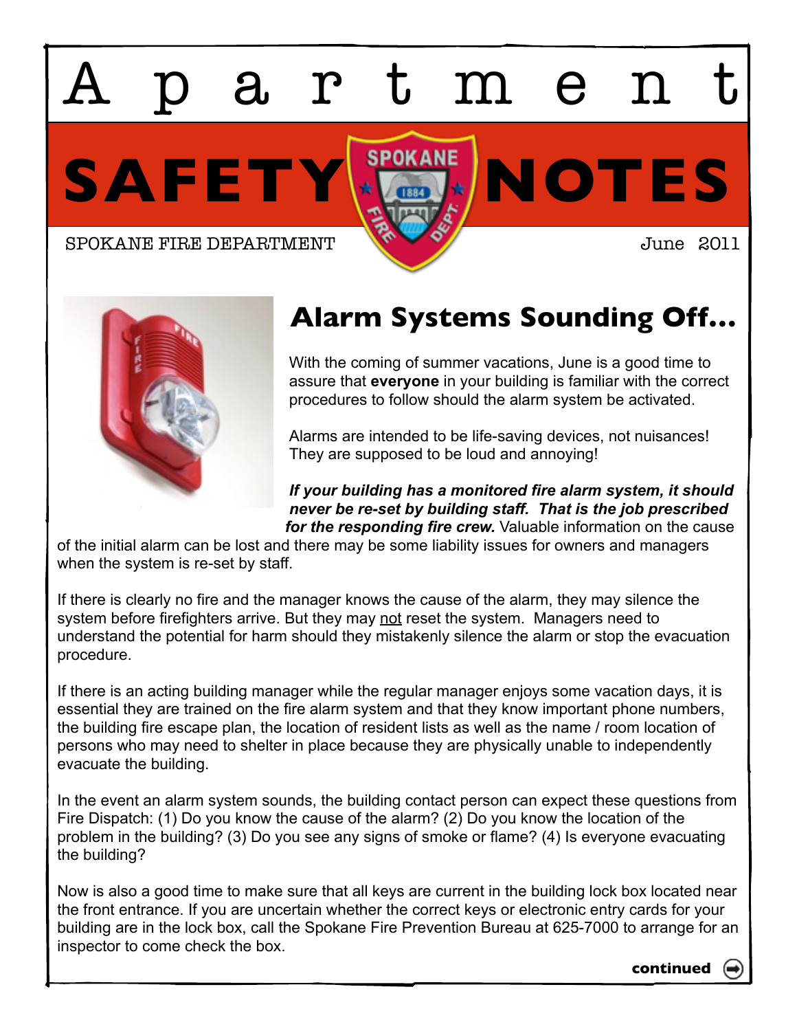# Apartment

# SAFETY NOTES

SPOKANE FIRE DEPARTMENT

June 2011

## Alarm Systems Sounding Off...

With the coming of summer vacations, June is a good time to assure that **everyone** in your building is familiar with the correct procedures to follow should the alarm system be activated.

Alarms are intended to be life-saving devices, not nuisances! They are supposed to be loud and annoying!

***If your building has a monitored fire alarm system, it should never be re-set by building staff. That is the job prescribed for the responding fire crew.*** Valuable information on the cause of the initial alarm can be lost and there may be some liability issues for owners and managers when the system is re-set by staff.

If there is clearly no fire and the manager knows the cause of the alarm, they may silence the system before firefighters arrive. But they may <u>not</u> reset the system. Managers need to understand the potential for harm should they mistakenly silence the alarm or stop the evacuation procedure.

If there is an acting building manager while the regular manager enjoys some vacation days, it is essential they are trained on the fire alarm system and that they know important phone numbers, the building fire escape plan, the location of resident lists as well as the name / room location of persons who may need to shelter in place because they are physically unable to independently evacuate the building.

In the event an alarm system sounds, the building contact person can expect these questions from Fire Dispatch: (1) Do you know the cause of the alarm? (2) Do you know the location of the problem in the building? (3) Do you see any signs of smoke or flame? (4) Is everyone evacuating the building?

Now is also a good time to make sure that all keys are current in the building lock box located near the front entrance. If you are uncertain whether the correct keys or electronic entry cards for your building are in the lock box, call the Spokane Fire Prevention Bureau at 625-7000 to arrange for an inspector to come check the box.

**continued**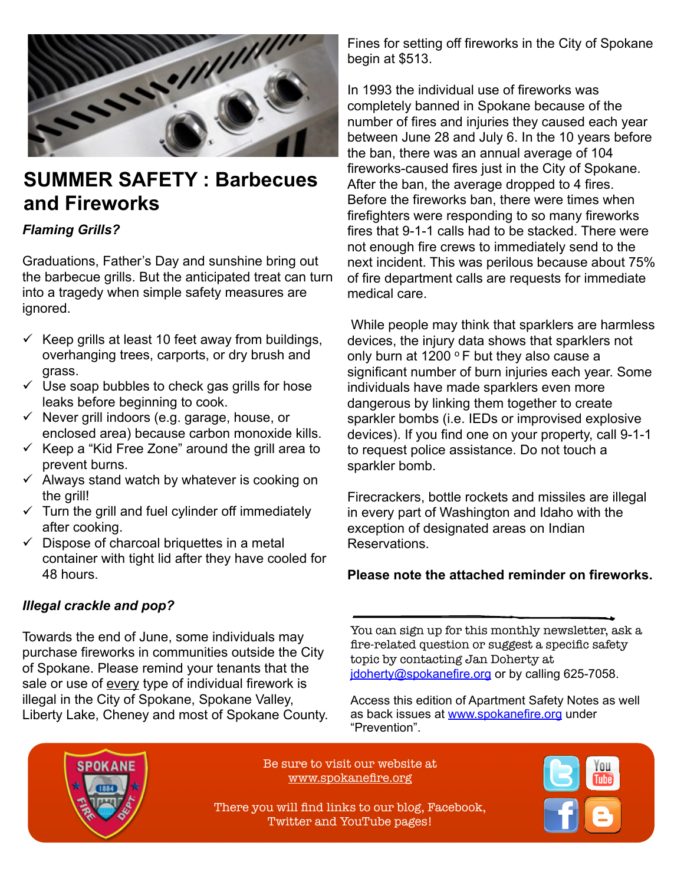# SUMMER SAFETY : Barbecues and Fireworks

***Flaming Grills?***

Graduations, Father's Day and sunshine bring out the barbecue grills. But the anticipated treat can turn into a tragedy when simple safety measures are ignored.

- ✓ Keep grills at least 10 feet away from buildings, overhanging trees, carports, or dry brush and grass.
- ✓ Use soap bubbles to check gas grills for hose leaks before beginning to cook.
- ✓ Never grill indoors (e.g. garage, house, or enclosed area) because carbon monoxide kills.
- ✓ Keep a "Kid Free Zone" around the grill area to prevent burns.
- ✓ Always stand watch by whatever is cooking on the grill!
- ✓ Turn the grill and fuel cylinder off immediately after cooking.
- ✓ Dispose of charcoal briquettes in a metal container with tight lid after they have cooled for 48 hours.

***Illegal crackle and pop?***

Towards the end of June, some individuals may purchase fireworks in communities outside the City of Spokane. Please remind your tenants that the sale or use of <u>every</u> type of individual firework is illegal in the City of Spokane, Spokane Valley, Liberty Lake, Cheney and most of Spokane County.

Fines for setting off fireworks in the City of Spokane begin at $513.

In 1993 the individual use of fireworks was completely banned in Spokane because of the number of fires and injuries they caused each year between June 28 and July 6. In the 10 years before the ban, there was an annual average of 104 fireworks-caused fires just in the City of Spokane. After the ban, the average dropped to 4 fires. Before the fireworks ban, there were times when firefighters were responding to so many fireworks fires that 9-1-1 calls had to be stacked. There were not enough fire crews to immediately send to the next incident. This was perilous because about 75% of fire department calls are requests for immediate medical care.

While people may think that sparklers are harmless devices, the injury data shows that sparklers not only burn at 1200 °F but they also cause a significant number of burn injuries each year. Some individuals have made sparklers even more dangerous by linking them together to create sparkler bombs (i.e. IEDs or improvised explosive devices). If you find one on your property, call 9-1-1 to request police assistance. Do not touch a sparkler bomb.

Firecrackers, bottle rockets and missiles are illegal in every part of Washington and Idaho with the exception of designated areas on Indian Reservations.

**Please note the attached reminder on fireworks.**

---

You can sign up for this monthly newsletter, ask a fire-related question or suggest a specific safety topic by contacting Jan Doherty at jdoherty@spokanefire.org or by calling 625-7058.

Access this edition of Apartment Safety Notes as well as back issues at www.spokanefire.org under "Prevention".

Be sure to visit our website at www.spokanefire.org

There you will find links to our blog, Facebook, Twitter and YouTube pages!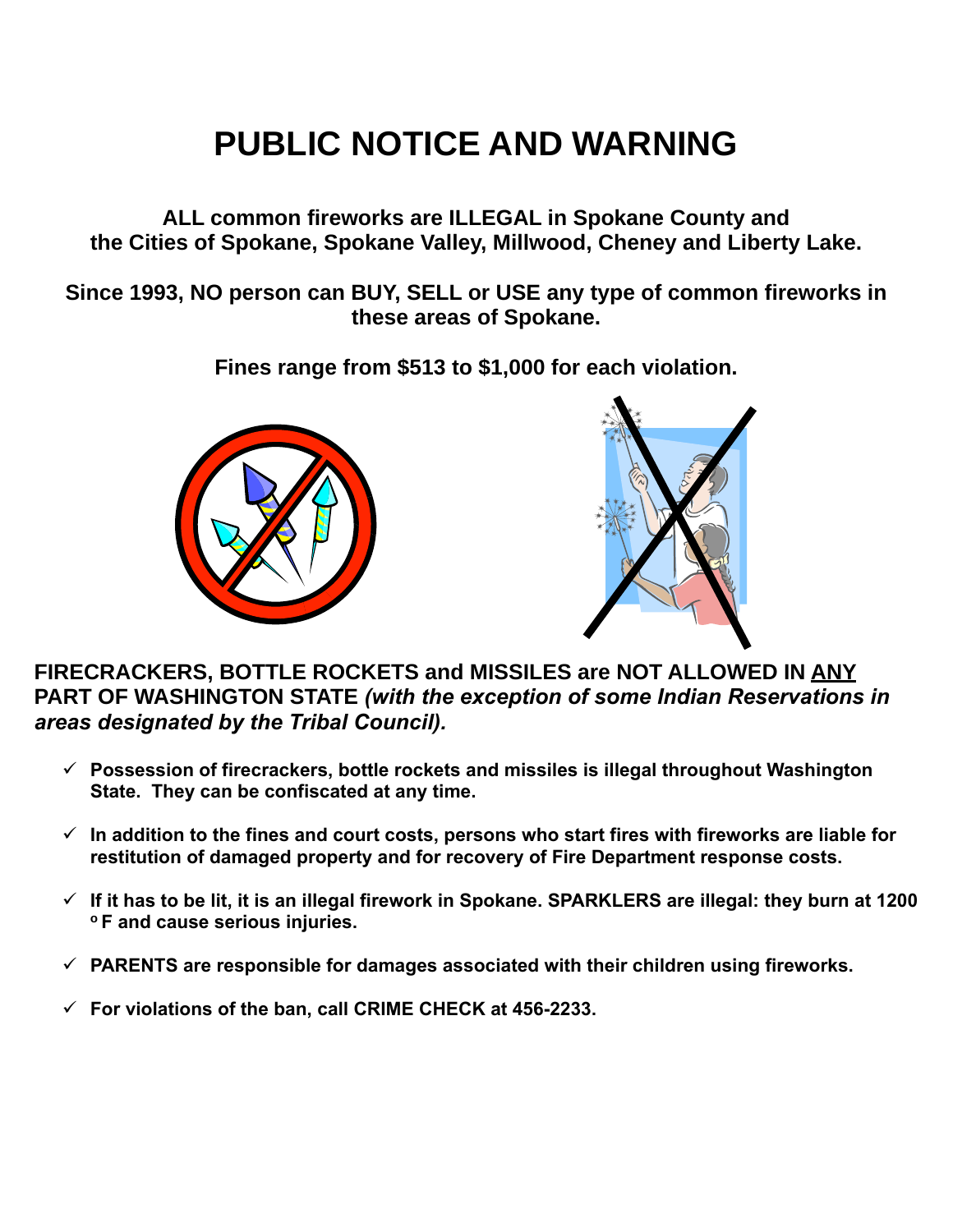# PUBLIC NOTICE AND WARNING

**ALL common fireworks are ILLEGAL in Spokane County and the Cities of Spokane, Spokane Valley, Millwood, Cheney and Liberty Lake.**

**Since 1993, NO person can BUY, SELL or USE any type of common fireworks in these areas of Spokane.**

**Fines range from $513 to $1,000 for each violation.**

**FIRECRACKERS, BOTTLE ROCKETS and MISSILES are NOT ALLOWED IN ANY PART OF WASHINGTON STATE** ***(with the exception of some Indian Reservations in areas designated by the Tribal Council).***

- ✓ **Possession of firecrackers, bottle rockets and missiles is illegal throughout Washington State. They can be confiscated at any time.**
- ✓ **In addition to the fines and court costs, persons who start fires with fireworks are liable for restitution of damaged property and for recovery of Fire Department response costs.**
- ✓ **If it has to be lit, it is an illegal firework in Spokane. SPARKLERS are illegal: they burn at 1200 $^{o}$F and cause serious injuries.**
- ✓ **PARENTS are responsible for damages associated with their children using fireworks.**
- ✓ **For violations of the ban, call CRIME CHECK at 456-2233.**